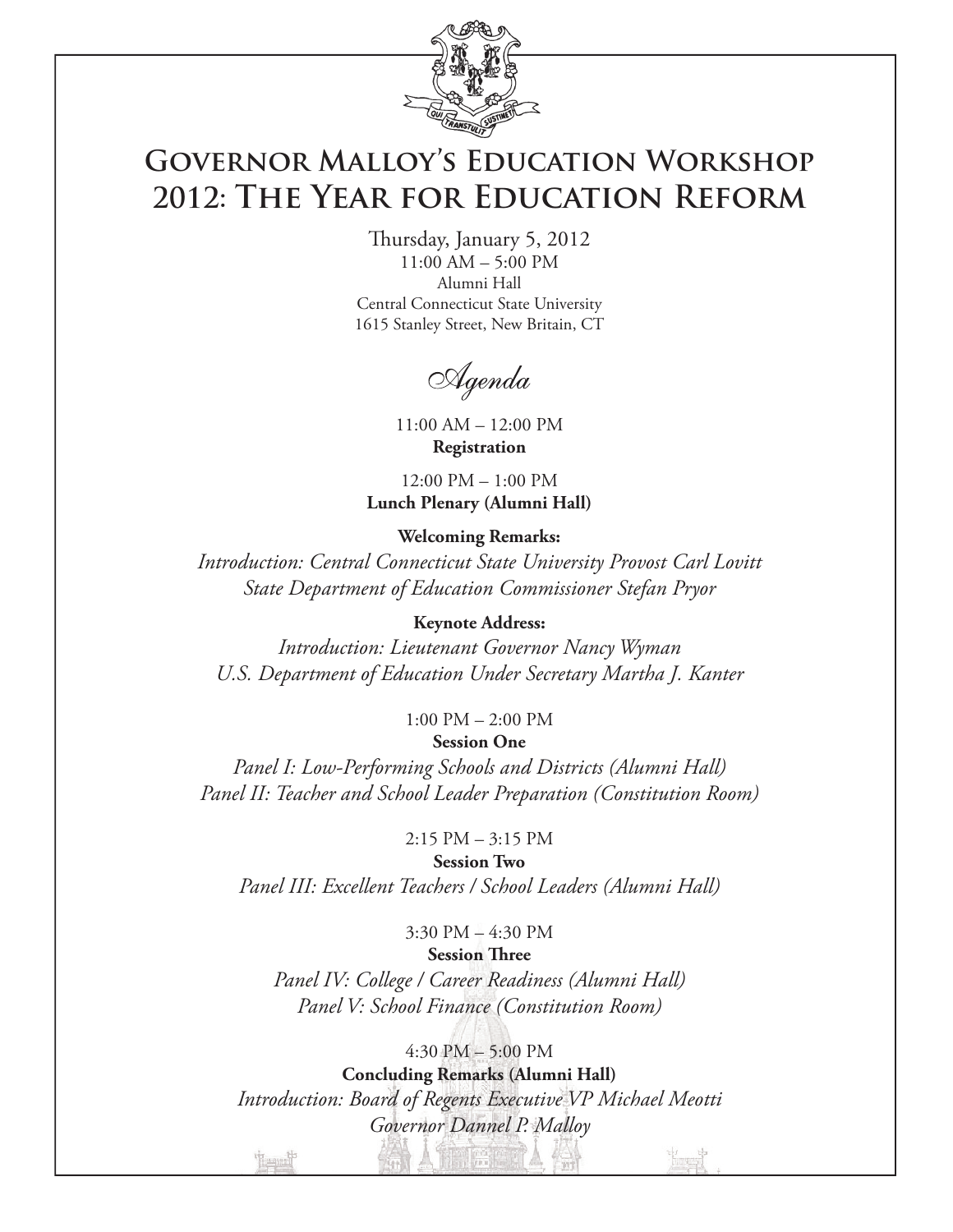# Governor Malloy's Education Workshop
# 2012: The Year for Education Reform

Thursday, January 5, 2012
11:00 AM – 5:00 PM
Alumni Hall
Central Connecticut State University
1615 Stanley Street, New Britain, CT

## *Agenda*

11:00 AM – 12:00 PM
**Registration**

12:00 PM – 1:00 PM
**Lunch Plenary (Alumni Hall)**

**Welcoming Remarks:**
*Introduction: Central Connecticut State University Provost Carl Lovitt*
*State Department of Education Commissioner Stefan Pryor*

**Keynote Address:**
*Introduction: Lieutenant Governor Nancy Wyman*
*U.S. Department of Education Under Secretary Martha J. Kanter*

1:00 PM – 2:00 PM
**Session One**
*Panel I: Low-Performing Schools and Districts (Alumni Hall)*
*Panel II: Teacher and School Leader Preparation (Constitution Room)*

2:15 PM – 3:15 PM
**Session Two**
*Panel III: Excellent Teachers / School Leaders (Alumni Hall)*

3:30 PM – 4:30 PM
**Session Three**
*Panel IV: College / Career Readiness (Alumni Hall)*
*Panel V: School Finance (Constitution Room)*

4:30 PM – 5:00 PM
**Concluding Remarks (Alumni Hall)**
*Introduction: Board of Regents Executive VP Michael Meotti*
*Governor Dannel P. Malloy*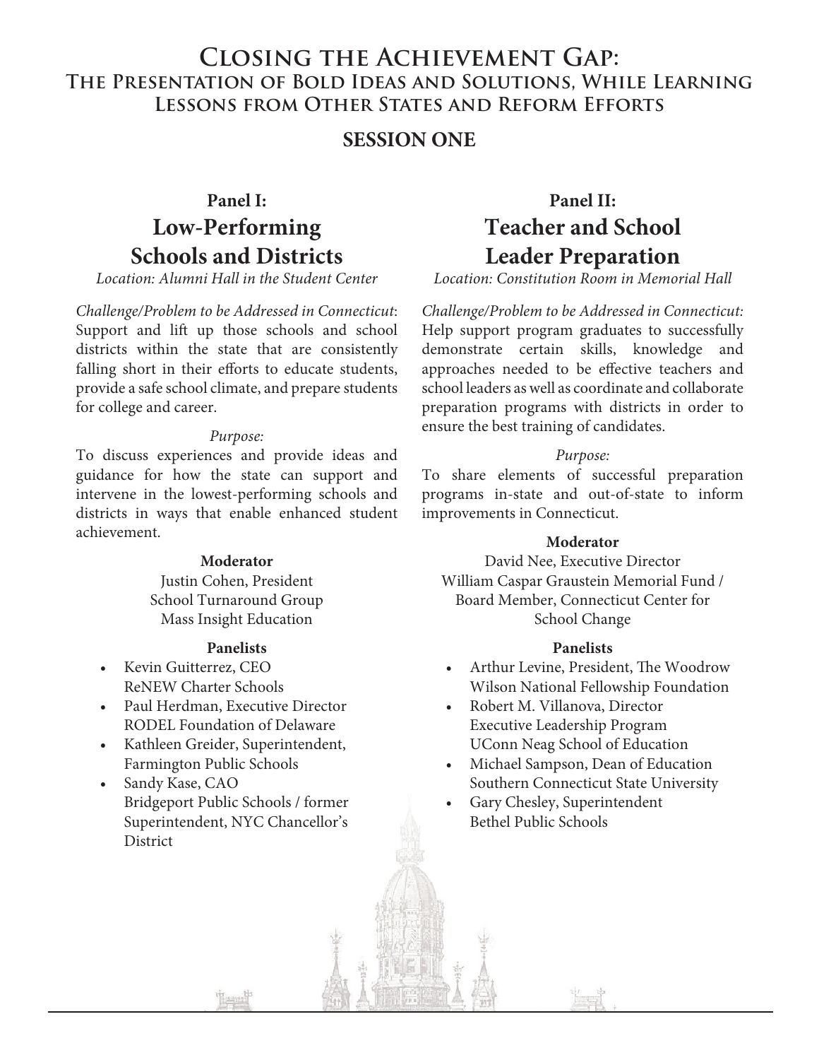# Closing the Achievement Gap:

## The Presentation of Bold Ideas and Solutions, While Learning Lessons from Other States and Reform Efforts

### SESSION ONE

### Panel I: Low-Performing Schools and Districts

*Location: Alumni Hall in the Student Center*

*Challenge/Problem to be Addressed in Connecticut*: Support and lift up those schools and school districts within the state that are consistently falling short in their efforts to educate students, provide a safe school climate, and prepare students for college and career.

*Purpose:*

To discuss experiences and provide ideas and guidance for how the state can support and intervene in the lowest-performing schools and districts in ways that enable enhanced student achievement.

**Moderator**

Justin Cohen, President
School Turnaround Group
Mass Insight Education

**Panelists**

- Kevin Guitterrez, CEO
  ReNEW Charter Schools
- Paul Herdman, Executive Director
  RODEL Foundation of Delaware
- Kathleen Greider, Superintendent,
  Farmington Public Schools
- Sandy Kase, CAO
  Bridgeport Public Schools / former Superintendent, NYC Chancellor's District

### Panel II: Teacher and School Leader Preparation

*Location: Constitution Room in Memorial Hall*

*Challenge/Problem to be Addressed in Connecticut:* Help support program graduates to successfully demonstrate certain skills, knowledge and approaches needed to be effective teachers and school leaders as well as coordinate and collaborate preparation programs with districts in order to ensure the best training of candidates.

*Purpose:*

To share elements of successful preparation programs in-state and out-of-state to inform improvements in Connecticut.

**Moderator**

David Nee, Executive Director
William Caspar Graustein Memorial Fund /
Board Member, Connecticut Center for School Change

**Panelists**

- Arthur Levine, President, The Woodrow Wilson National Fellowship Foundation
- Robert M. Villanova, Director
  Executive Leadership Program
  UConn Neag School of Education
- Michael Sampson, Dean of Education
  Southern Connecticut State University
- Gary Chesley, Superintendent
  Bethel Public Schools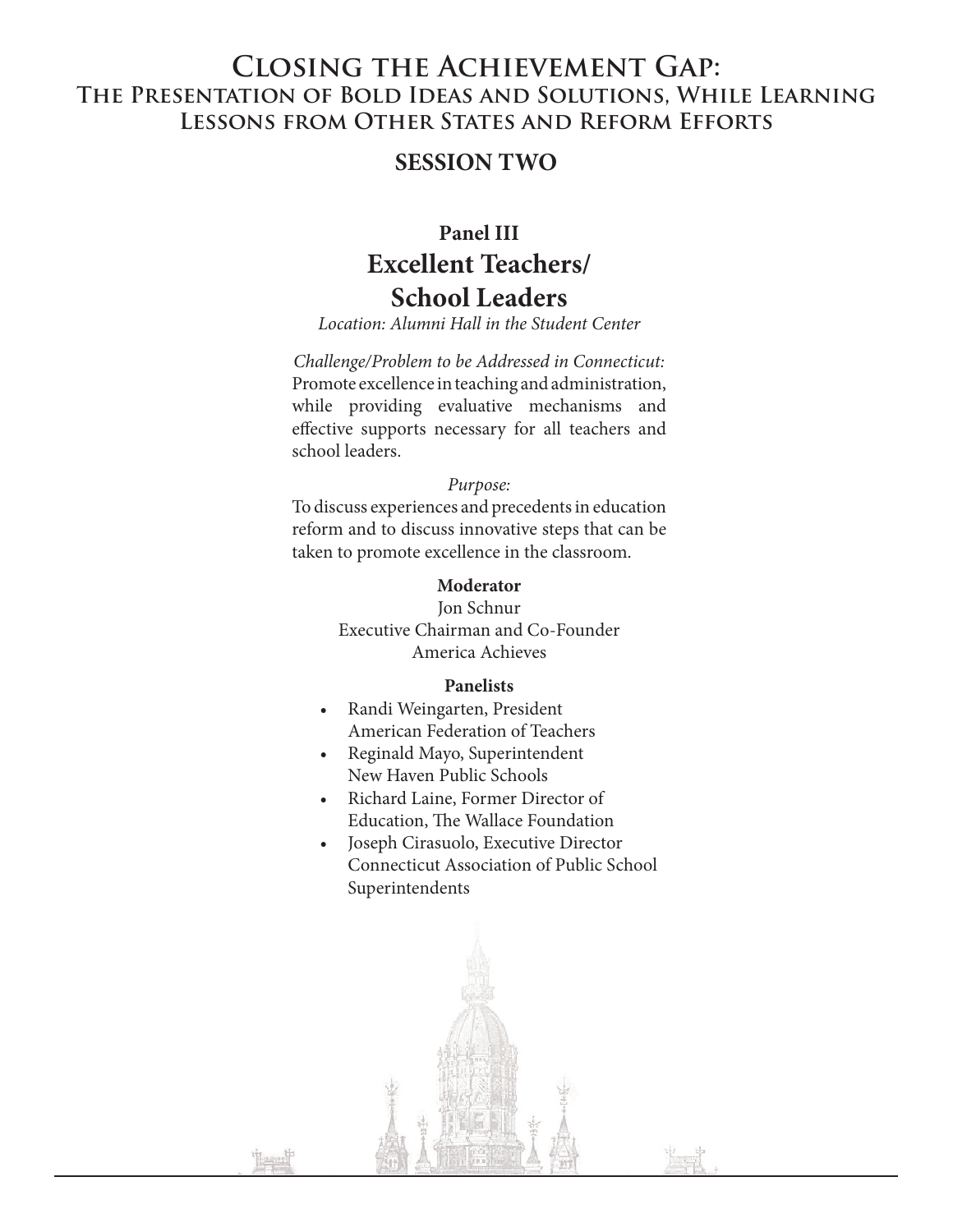# Closing the Achievement Gap:
## The Presentation of Bold Ideas and Solutions, While Learning Lessons from Other States and Reform Efforts

### SESSION TWO

**Panel III**

## Excellent Teachers/ School Leaders

*Location: Alumni Hall in the Student Center*

*Challenge/Problem to be Addressed in Connecticut:*
Promote excellence in teaching and administration, while providing evaluative mechanisms and effective supports necessary for all teachers and school leaders.

*Purpose:*
To discuss experiences and precedents in education reform and to discuss innovative steps that can be taken to promote excellence in the classroom.

**Moderator**

Jon Schnur
Executive Chairman and Co-Founder
America Achieves

**Panelists**

- Randi Weingarten, President
  American Federation of Teachers
- Reginald Mayo, Superintendent
  New Haven Public Schools
- Richard Laine, Former Director of Education, The Wallace Foundation
- Joseph Cirasuolo, Executive Director
  Connecticut Association of Public School Superintendents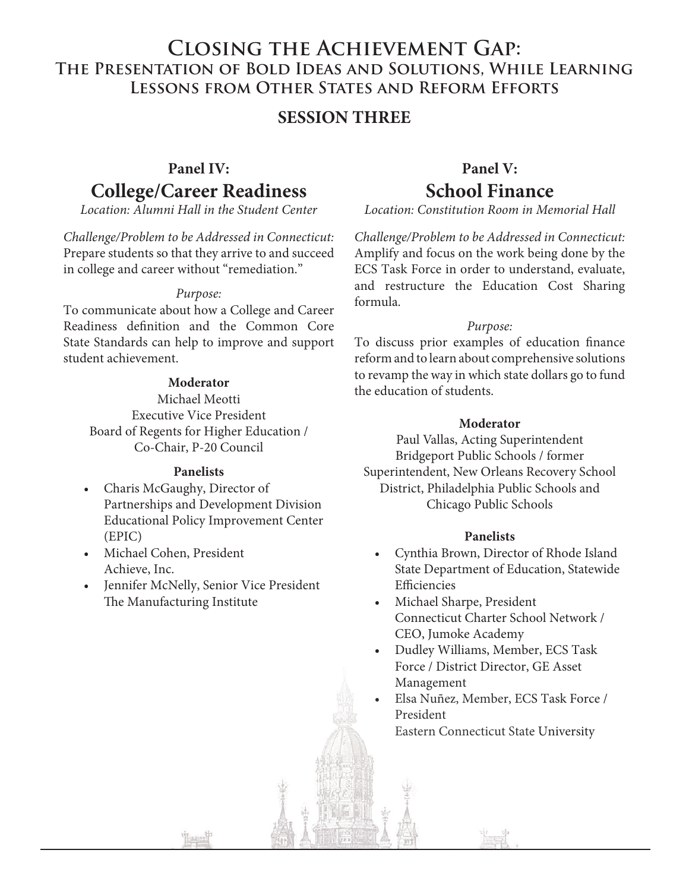# Closing the Achievement Gap:

## The Presentation of Bold Ideas and Solutions, While Learning Lessons from Other States and Reform Efforts

### SESSION THREE

### Panel IV:

## College/Career Readiness

*Location: Alumni Hall in the Student Center*

*Challenge/Problem to be Addressed in Connecticut:* Prepare students so that they arrive to and succeed in college and career without "remediation."

*Purpose:*

To communicate about how a College and Career Readiness definition and the Common Core State Standards can help to improve and support student achievement.

**Moderator**

Michael Meotti
Executive Vice President
Board of Regents for Higher Education / Co-Chair, P-20 Council

**Panelists**

- Charis McGaughy, Director of Partnerships and Development Division Educational Policy Improvement Center (EPIC)
- Michael Cohen, President Achieve, Inc.
- Jennifer McNelly, Senior Vice President The Manufacturing Institute

### Panel V:

## School Finance

*Location: Constitution Room in Memorial Hall*

*Challenge/Problem to be Addressed in Connecticut:* Amplify and focus on the work being done by the ECS Task Force in order to understand, evaluate, and restructure the Education Cost Sharing formula.

*Purpose:*

To discuss prior examples of education finance reform and to learn about comprehensive solutions to revamp the way in which state dollars go to fund the education of students.

**Moderator**

Paul Vallas, Acting Superintendent
Bridgeport Public Schools / former Superintendent, New Orleans Recovery School District, Philadelphia Public Schools and Chicago Public Schools

**Panelists**

- Cynthia Brown, Director of Rhode Island State Department of Education, Statewide Efficiencies
- Michael Sharpe, President Connecticut Charter School Network / CEO, Jumoke Academy
- Dudley Williams, Member, ECS Task Force / District Director, GE Asset Management
- Elsa Nuñez, Member, ECS Task Force / President Eastern Connecticut State University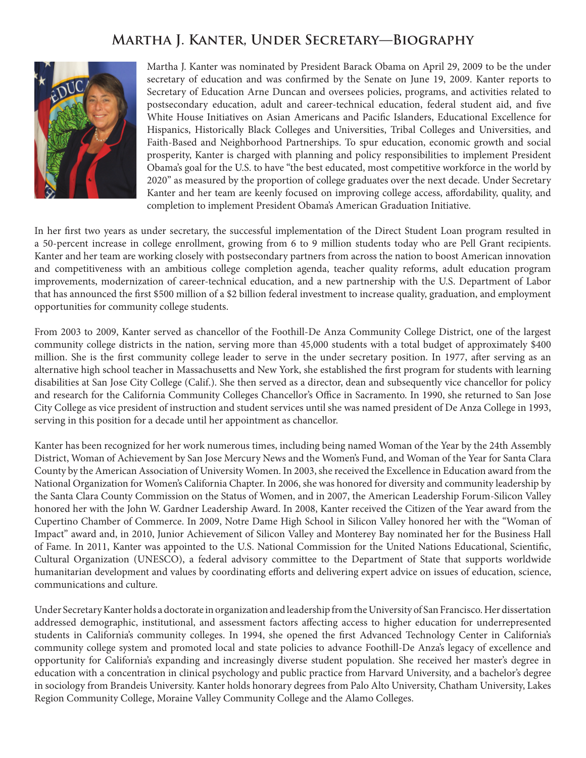# Martha J. Kanter, Under Secretary—Biography

Martha J. Kanter was nominated by President Barack Obama on April 29, 2009 to be the under secretary of education and was confirmed by the Senate on June 19, 2009. Kanter reports to Secretary of Education Arne Duncan and oversees policies, programs, and activities related to postsecondary education, adult and career-technical education, federal student aid, and five White House Initiatives on Asian Americans and Pacific Islanders, Educational Excellence for Hispanics, Historically Black Colleges and Universities, Tribal Colleges and Universities, and Faith-Based and Neighborhood Partnerships. To spur education, economic growth and social prosperity, Kanter is charged with planning and policy responsibilities to implement President Obama's goal for the U.S. to have "the best educated, most competitive workforce in the world by 2020" as measured by the proportion of college graduates over the next decade. Under Secretary Kanter and her team are keenly focused on improving college access, affordability, quality, and completion to implement President Obama's American Graduation Initiative.

In her first two years as under secretary, the successful implementation of the Direct Student Loan program resulted in a 50-percent increase in college enrollment, growing from 6 to 9 million students today who are Pell Grant recipients. Kanter and her team are working closely with postsecondary partners from across the nation to boost American innovation and competitiveness with an ambitious college completion agenda, teacher quality reforms, adult education program improvements, modernization of career-technical education, and a new partnership with the U.S. Department of Labor that has announced the first $500 million of a $2 billion federal investment to increase quality, graduation, and employment opportunities for community college students.

From 2003 to 2009, Kanter served as chancellor of the Foothill-De Anza Community College District, one of the largest community college districts in the nation, serving more than 45,000 students with a total budget of approximately $400 million. She is the first community college leader to serve in the under secretary position. In 1977, after serving as an alternative high school teacher in Massachusetts and New York, she established the first program for students with learning disabilities at San Jose City College (Calif.). She then served as a director, dean and subsequently vice chancellor for policy and research for the California Community Colleges Chancellor's Office in Sacramento. In 1990, she returned to San Jose City College as vice president of instruction and student services until she was named president of De Anza College in 1993, serving in this position for a decade until her appointment as chancellor.

Kanter has been recognized for her work numerous times, including being named Woman of the Year by the 24th Assembly District, Woman of Achievement by San Jose Mercury News and the Women's Fund, and Woman of the Year for Santa Clara County by the American Association of University Women. In 2003, she received the Excellence in Education award from the National Organization for Women's California Chapter. In 2006, she was honored for diversity and community leadership by the Santa Clara County Commission on the Status of Women, and in 2007, the American Leadership Forum-Silicon Valley honored her with the John W. Gardner Leadership Award. In 2008, Kanter received the Citizen of the Year award from the Cupertino Chamber of Commerce. In 2009, Notre Dame High School in Silicon Valley honored her with the "Woman of Impact" award and, in 2010, Junior Achievement of Silicon Valley and Monterey Bay nominated her for the Business Hall of Fame. In 2011, Kanter was appointed to the U.S. National Commission for the United Nations Educational, Scientific, Cultural Organization (UNESCO), a federal advisory committee to the Department of State that supports worldwide humanitarian development and values by coordinating efforts and delivering expert advice on issues of education, science, communications and culture.

Under Secretary Kanter holds a doctorate in organization and leadership from the University of San Francisco. Her dissertation addressed demographic, institutional, and assessment factors affecting access to higher education for underrepresented students in California's community colleges. In 1994, she opened the first Advanced Technology Center in California's community college system and promoted local and state policies to advance Foothill-De Anza's legacy of excellence and opportunity for California's expanding and increasingly diverse student population. She received her master's degree in education with a concentration in clinical psychology and public practice from Harvard University, and a bachelor's degree in sociology from Brandeis University. Kanter holds honorary degrees from Palo Alto University, Chatham University, Lakes Region Community College, Moraine Valley Community College and the Alamo Colleges.